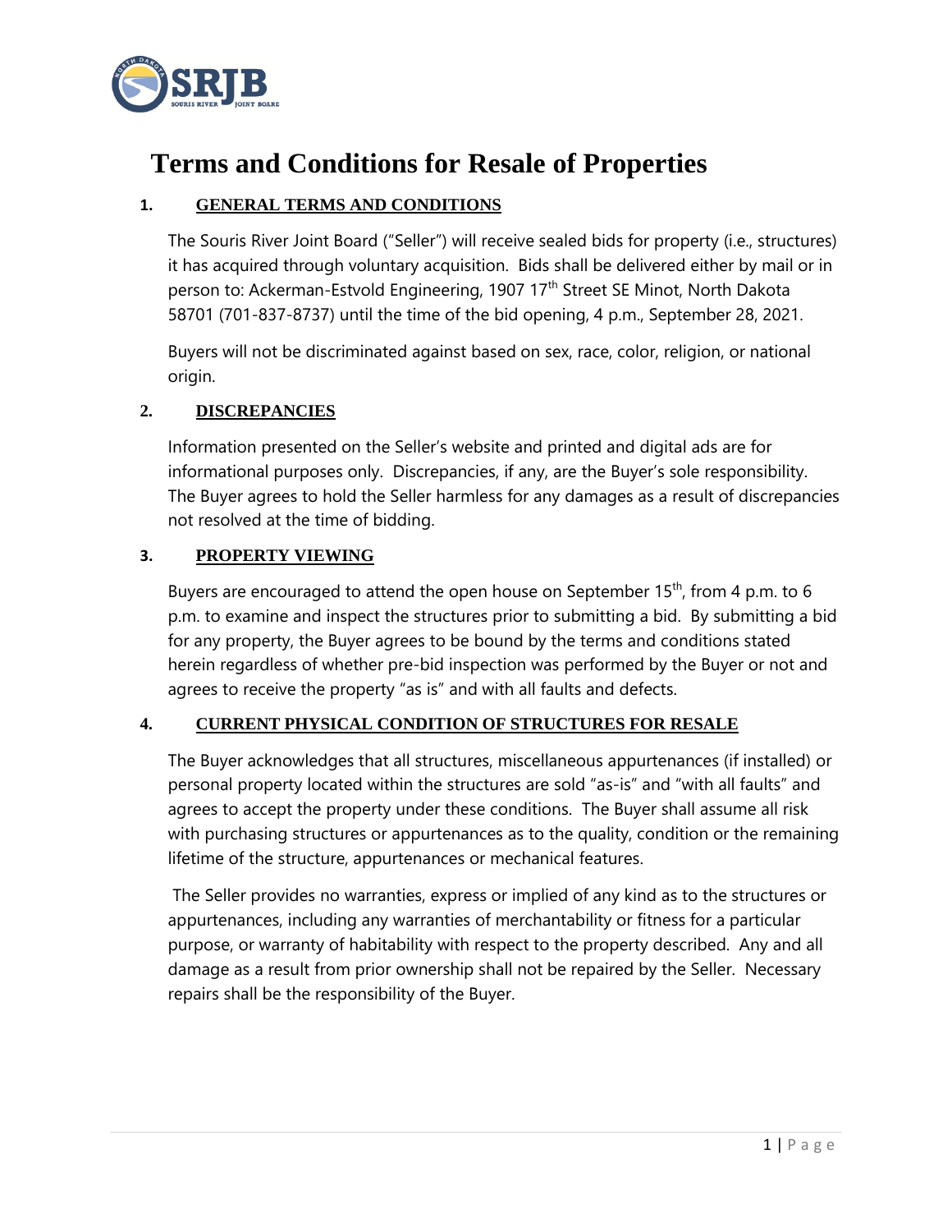# Terms and Conditions for Resale of Properties

## 1. GENERAL TERMS AND CONDITIONS

The Souris River Joint Board ("Seller") will receive sealed bids for property (i.e., structures) it has acquired through voluntary acquisition. Bids shall be delivered either by mail or in person to: Ackerman-Estvold Engineering, 1907 17th Street SE Minot, North Dakota 58701 (701-837-8737) until the time of the bid opening, 4 p.m., September 28, 2021.

Buyers will not be discriminated against based on sex, race, color, religion, or national origin.

## 2. DISCREPANCIES

Information presented on the Seller's website and printed and digital ads are for informational purposes only. Discrepancies, if any, are the Buyer's sole responsibility. The Buyer agrees to hold the Seller harmless for any damages as a result of discrepancies not resolved at the time of bidding.

## 3. PROPERTY VIEWING

Buyers are encouraged to attend the open house on September 15th, from 4 p.m. to 6 p.m. to examine and inspect the structures prior to submitting a bid. By submitting a bid for any property, the Buyer agrees to be bound by the terms and conditions stated herein regardless of whether pre-bid inspection was performed by the Buyer or not and agrees to receive the property "as is" and with all faults and defects.

## 4. CURRENT PHYSICAL CONDITION OF STRUCTURES FOR RESALE

The Buyer acknowledges that all structures, miscellaneous appurtenances (if installed) or personal property located within the structures are sold "as-is" and "with all faults" and agrees to accept the property under these conditions. The Buyer shall assume all risk with purchasing structures or appurtenances as to the quality, condition or the remaining lifetime of the structure, appurtenances or mechanical features.

The Seller provides no warranties, express or implied of any kind as to the structures or appurtenances, including any warranties of merchantability or fitness for a particular purpose, or warranty of habitability with respect to the property described. Any and all damage as a result from prior ownership shall not be repaired by the Seller. Necessary repairs shall be the responsibility of the Buyer.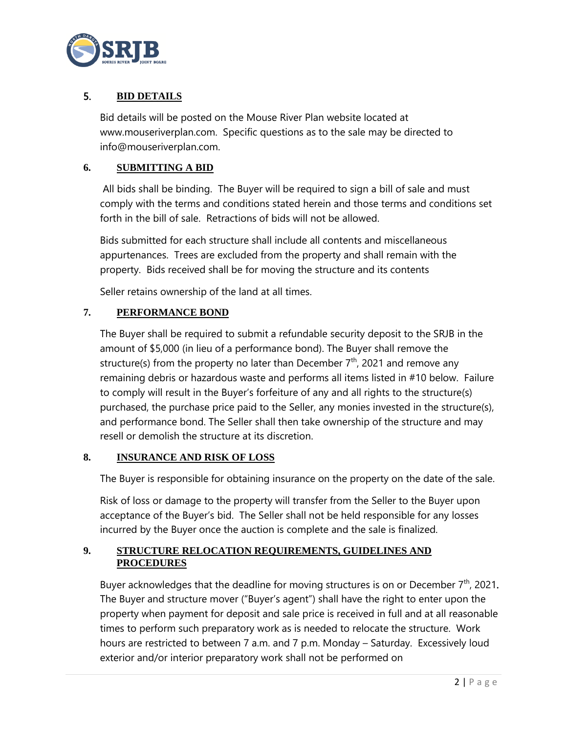## 5. BID DETAILS

Bid details will be posted on the Mouse River Plan website located at www.mouseriverplan.com. Specific questions as to the sale may be directed to info@mouseriverplan.com.

## 6. SUBMITTING A BID

All bids shall be binding. The Buyer will be required to sign a bill of sale and must comply with the terms and conditions stated herein and those terms and conditions set forth in the bill of sale. Retractions of bids will not be allowed.

Bids submitted for each structure shall include all contents and miscellaneous appurtenances. Trees are excluded from the property and shall remain with the property. Bids received shall be for moving the structure and its contents

Seller retains ownership of the land at all times.

## 7. PERFORMANCE BOND

The Buyer shall be required to submit a refundable security deposit to the SRJB in the amount of $5,000 (in lieu of a performance bond). The Buyer shall remove the structure(s) from the property no later than December 7th, 2021 and remove any remaining debris or hazardous waste and performs all items listed in #10 below. Failure to comply will result in the Buyer's forfeiture of any and all rights to the structure(s) purchased, the purchase price paid to the Seller, any monies invested in the structure(s), and performance bond. The Seller shall then take ownership of the structure and may resell or demolish the structure at its discretion.

## 8. INSURANCE AND RISK OF LOSS

The Buyer is responsible for obtaining insurance on the property on the date of the sale.

Risk of loss or damage to the property will transfer from the Seller to the Buyer upon acceptance of the Buyer's bid. The Seller shall not be held responsible for any losses incurred by the Buyer once the auction is complete and the sale is finalized.

## 9. STRUCTURE RELOCATION REQUIREMENTS, GUIDELINES AND PROCEDURES

Buyer acknowledges that the deadline for moving structures is on or December 7th, 2021. The Buyer and structure mover ("Buyer's agent") shall have the right to enter upon the property when payment for deposit and sale price is received in full and at all reasonable times to perform such preparatory work as is needed to relocate the structure. Work hours are restricted to between 7 a.m. and 7 p.m. Monday – Saturday. Excessively loud exterior and/or interior preparatory work shall not be performed on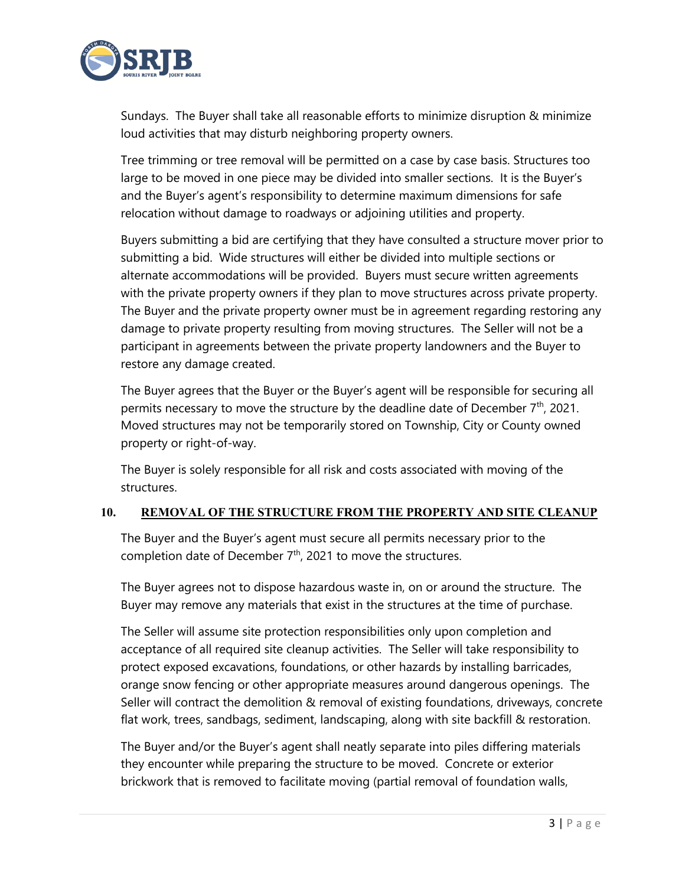Sundays. The Buyer shall take all reasonable efforts to minimize disruption & minimize loud activities that may disturb neighboring property owners.

Tree trimming or tree removal will be permitted on a case by case basis. Structures too large to be moved in one piece may be divided into smaller sections. It is the Buyer's and the Buyer's agent's responsibility to determine maximum dimensions for safe relocation without damage to roadways or adjoining utilities and property.

Buyers submitting a bid are certifying that they have consulted a structure mover prior to submitting a bid. Wide structures will either be divided into multiple sections or alternate accommodations will be provided. Buyers must secure written agreements with the private property owners if they plan to move structures across private property. The Buyer and the private property owner must be in agreement regarding restoring any damage to private property resulting from moving structures. The Seller will not be a participant in agreements between the private property landowners and the Buyer to restore any damage created.

The Buyer agrees that the Buyer or the Buyer's agent will be responsible for securing all permits necessary to move the structure by the deadline date of December 7th, 2021. Moved structures may not be temporarily stored on Township, City or County owned property or right-of-way.

The Buyer is solely responsible for all risk and costs associated with moving of the structures.

## 10. REMOVAL OF THE STRUCTURE FROM THE PROPERTY AND SITE CLEANUP

The Buyer and the Buyer's agent must secure all permits necessary prior to the completion date of December 7th, 2021 to move the structures.

The Buyer agrees not to dispose hazardous waste in, on or around the structure. The Buyer may remove any materials that exist in the structures at the time of purchase.

The Seller will assume site protection responsibilities only upon completion and acceptance of all required site cleanup activities. The Seller will take responsibility to protect exposed excavations, foundations, or other hazards by installing barricades, orange snow fencing or other appropriate measures around dangerous openings. The Seller will contract the demolition & removal of existing foundations, driveways, concrete flat work, trees, sandbags, sediment, landscaping, along with site backfill & restoration.

The Buyer and/or the Buyer's agent shall neatly separate into piles differing materials they encounter while preparing the structure to be moved. Concrete or exterior brickwork that is removed to facilitate moving (partial removal of foundation walls,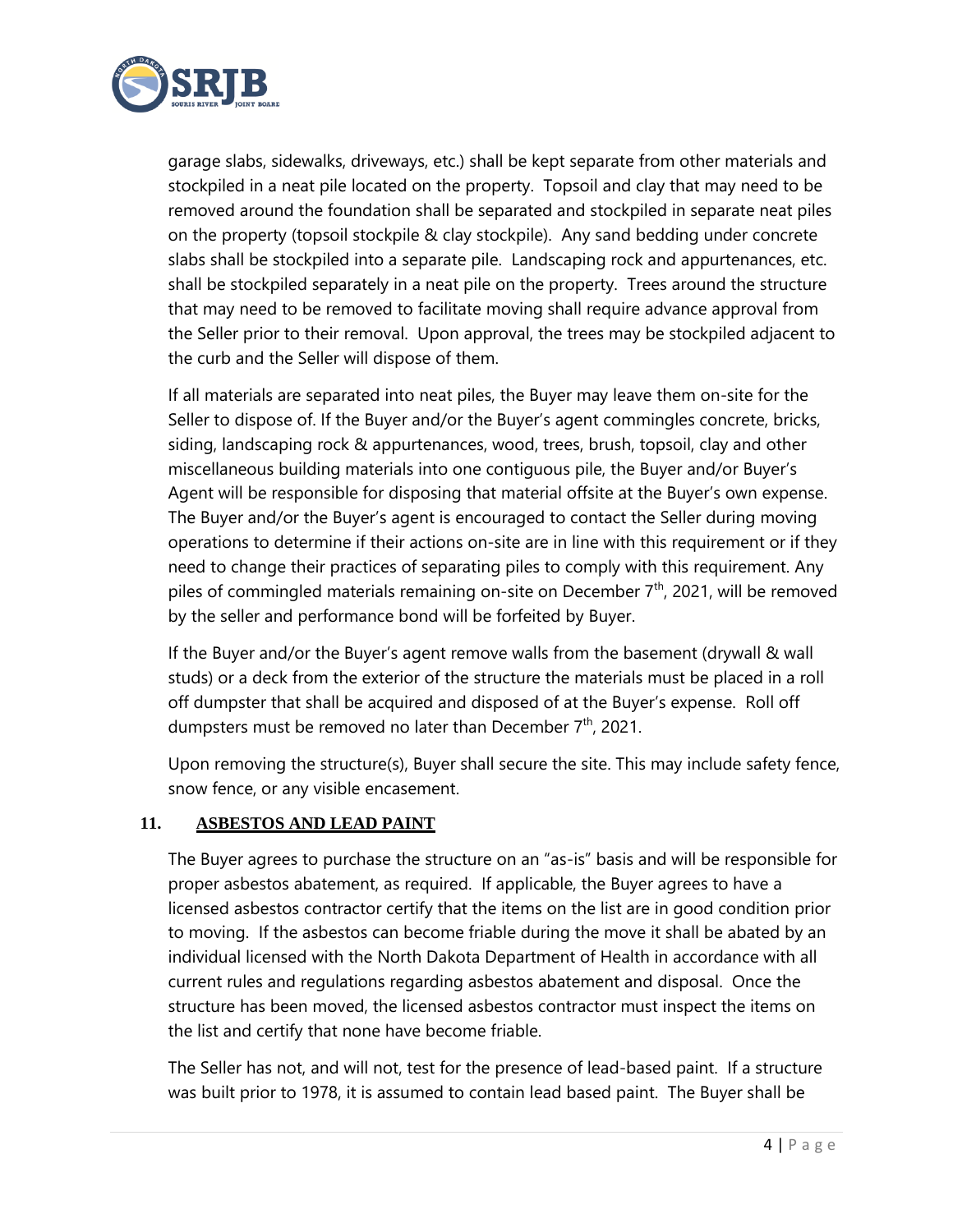garage slabs, sidewalks, driveways, etc.) shall be kept separate from other materials and stockpiled in a neat pile located on the property. Topsoil and clay that may need to be removed around the foundation shall be separated and stockpiled in separate neat piles on the property (topsoil stockpile & clay stockpile). Any sand bedding under concrete slabs shall be stockpiled into a separate pile. Landscaping rock and appurtenances, etc. shall be stockpiled separately in a neat pile on the property. Trees around the structure that may need to be removed to facilitate moving shall require advance approval from the Seller prior to their removal. Upon approval, the trees may be stockpiled adjacent to the curb and the Seller will dispose of them.

If all materials are separated into neat piles, the Buyer may leave them on-site for the Seller to dispose of. If the Buyer and/or the Buyer's agent commingles concrete, bricks, siding, landscaping rock & appurtenances, wood, trees, brush, topsoil, clay and other miscellaneous building materials into one contiguous pile, the Buyer and/or Buyer's Agent will be responsible for disposing that material offsite at the Buyer's own expense. The Buyer and/or the Buyer's agent is encouraged to contact the Seller during moving operations to determine if their actions on-site are in line with this requirement or if they need to change their practices of separating piles to comply with this requirement. Any piles of commingled materials remaining on-site on December 7th, 2021, will be removed by the seller and performance bond will be forfeited by Buyer.

If the Buyer and/or the Buyer's agent remove walls from the basement (drywall & wall studs) or a deck from the exterior of the structure the materials must be placed in a roll off dumpster that shall be acquired and disposed of at the Buyer's expense. Roll off dumpsters must be removed no later than December 7th, 2021.

Upon removing the structure(s), Buyer shall secure the site. This may include safety fence, snow fence, or any visible encasement.

## 11. ASBESTOS AND LEAD PAINT

The Buyer agrees to purchase the structure on an "as-is" basis and will be responsible for proper asbestos abatement, as required. If applicable, the Buyer agrees to have a licensed asbestos contractor certify that the items on the list are in good condition prior to moving. If the asbestos can become friable during the move it shall be abated by an individual licensed with the North Dakota Department of Health in accordance with all current rules and regulations regarding asbestos abatement and disposal. Once the structure has been moved, the licensed asbestos contractor must inspect the items on the list and certify that none have become friable.

The Seller has not, and will not, test for the presence of lead-based paint. If a structure was built prior to 1978, it is assumed to contain lead based paint. The Buyer shall be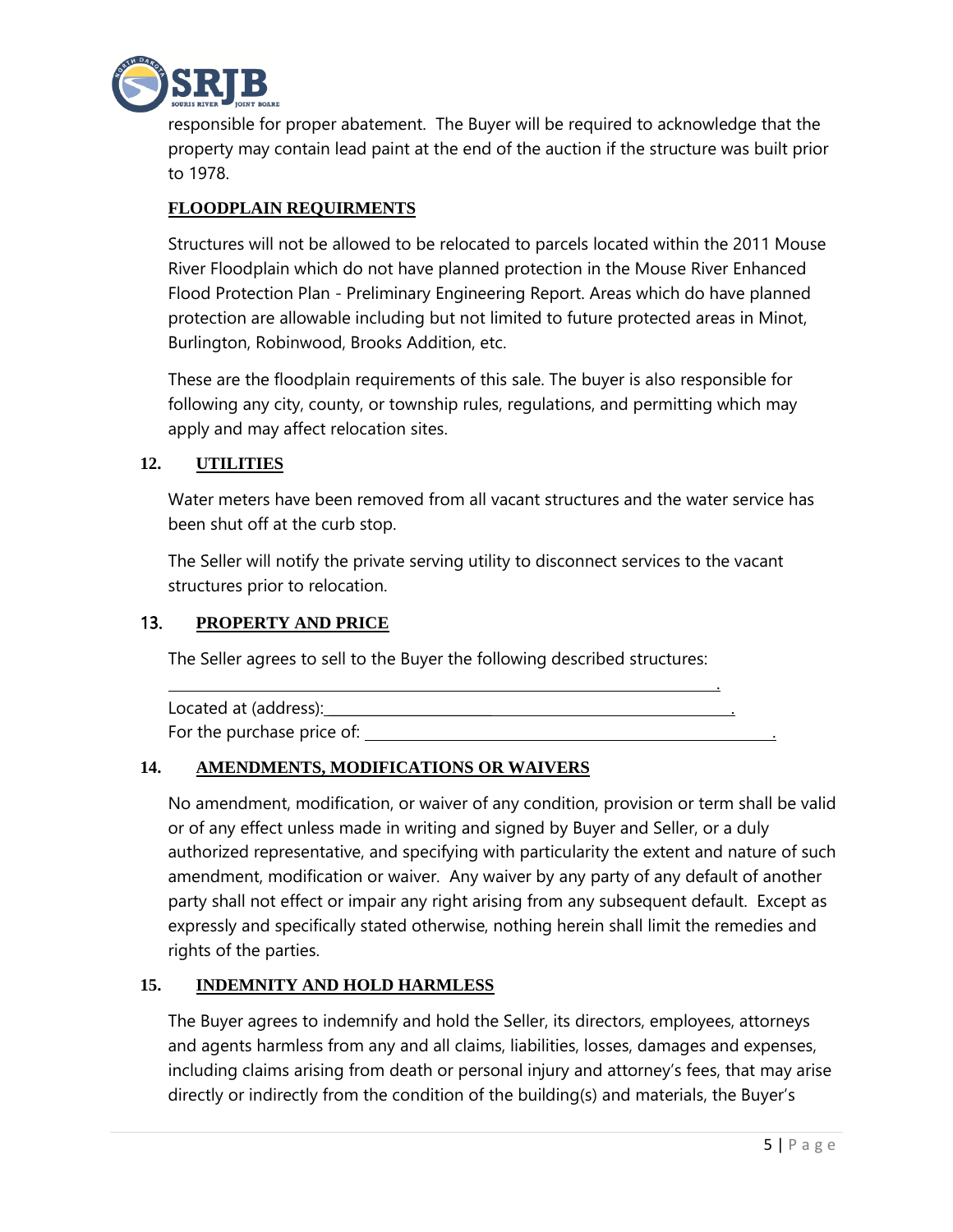responsible for proper abatement. The Buyer will be required to acknowledge that the property may contain lead paint at the end of the auction if the structure was built prior to 1978.

**FLOODPLAIN REQUIRMENTS**

Structures will not be allowed to be relocated to parcels located within the 2011 Mouse River Floodplain which do not have planned protection in the Mouse River Enhanced Flood Protection Plan - Preliminary Engineering Report. Areas which do have planned protection are allowable including but not limited to future protected areas in Minot, Burlington, Robinwood, Brooks Addition, etc.

These are the floodplain requirements of this sale. The buyer is also responsible for following any city, county, or township rules, regulations, and permitting which may apply and may affect relocation sites.

## 12. UTILITIES

Water meters have been removed from all vacant structures and the water service has been shut off at the curb stop.

The Seller will notify the private serving utility to disconnect services to the vacant structures prior to relocation.

## 13. PROPERTY AND PRICE

The Seller agrees to sell to the Buyer the following described structures:

______________________________________________________________.

Located at (address):_____________________________________________.

For the purchase price of: _________________________________________.

## 14. AMENDMENTS, MODIFICATIONS OR WAIVERS

No amendment, modification, or waiver of any condition, provision or term shall be valid or of any effect unless made in writing and signed by Buyer and Seller, or a duly authorized representative, and specifying with particularity the extent and nature of such amendment, modification or waiver. Any waiver by any party of any default of another party shall not effect or impair any right arising from any subsequent default. Except as expressly and specifically stated otherwise, nothing herein shall limit the remedies and rights of the parties.

## 15. INDEMNITY AND HOLD HARMLESS

The Buyer agrees to indemnify and hold the Seller, its directors, employees, attorneys and agents harmless from any and all claims, liabilities, losses, damages and expenses, including claims arising from death or personal injury and attorney's fees, that may arise directly or indirectly from the condition of the building(s) and materials, the Buyer's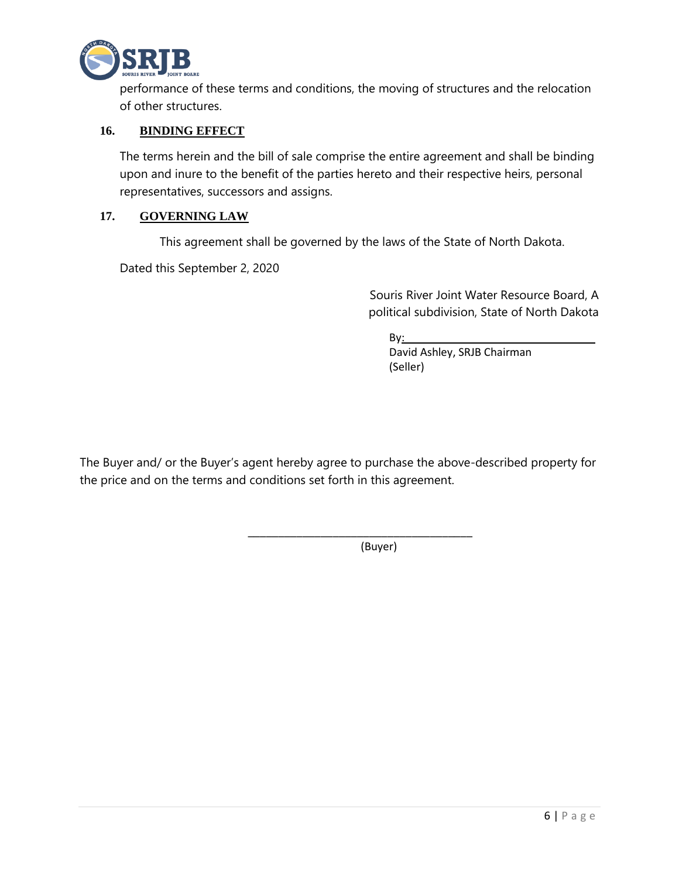performance of these terms and conditions, the moving of structures and the relocation of other structures.

**16. BINDING EFFECT**

The terms herein and the bill of sale comprise the entire agreement and shall be binding upon and inure to the benefit of the parties hereto and their respective heirs, personal representatives, successors and assigns.

**17. GOVERNING LAW**

This agreement shall be governed by the laws of the State of North Dakota.

Dated this September 2, 2020

Souris River Joint Water Resource Board, A political subdivision, State of North Dakota

By:\_\_\_\_\_\_\_\_\_\_\_\_\_\_\_\_\_\_\_\_\_\_\_\_\_\_\_\_\_\_\_\_
David Ashley, SRJB Chairman
(Seller)

The Buyer and/ or the Buyer's agent hereby agree to purchase the above-described property for the price and on the terms and conditions set forth in this agreement.

\_\_\_\_\_\_\_\_\_\_\_\_\_\_\_\_\_\_\_\_\_\_\_\_\_\_\_\_\_\_\_\_\_\_\_\_\_\_\_\_
(Buyer)